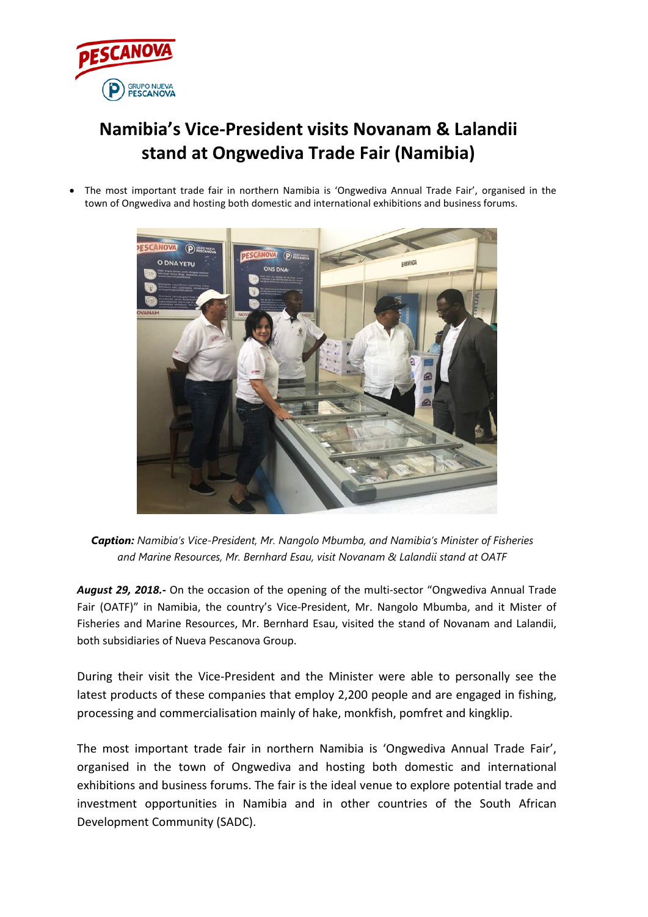# Namibia's Vice-President visits Novanam & Lalandii stand at Ongwediva Trade Fair (Namibia)

- The most important trade fair in northern Namibia is 'Ongwediva Annual Trade Fair', organised in the town of Ongwediva and hosting both domestic and international exhibitions and business forums.

***Caption:*** *Namibia's Vice-President, Mr. Nangolo Mbumba, and Namibia's Minister of Fisheries and Marine Resources, Mr. Bernhard Esau, visit Novanam & Lalandii stand at OATF*

***August 29, 2018.-*** On the occasion of the opening of the multi-sector "Ongwediva Annual Trade Fair (OATF)" in Namibia, the country's Vice-President, Mr. Nangolo Mbumba, and it Mister of Fisheries and Marine Resources, Mr. Bernhard Esau, visited the stand of Novanam and Lalandii, both subsidiaries of Nueva Pescanova Group.

During their visit the Vice-President and the Minister were able to personally see the latest products of these companies that employ 2,200 people and are engaged in fishing, processing and commercialisation mainly of hake, monkfish, pomfret and kingklip.

The most important trade fair in northern Namibia is 'Ongwediva Annual Trade Fair', organised in the town of Ongwediva and hosting both domestic and international exhibitions and business forums. The fair is the ideal venue to explore potential trade and investment opportunities in Namibia and in other countries of the South African Development Community (SADC).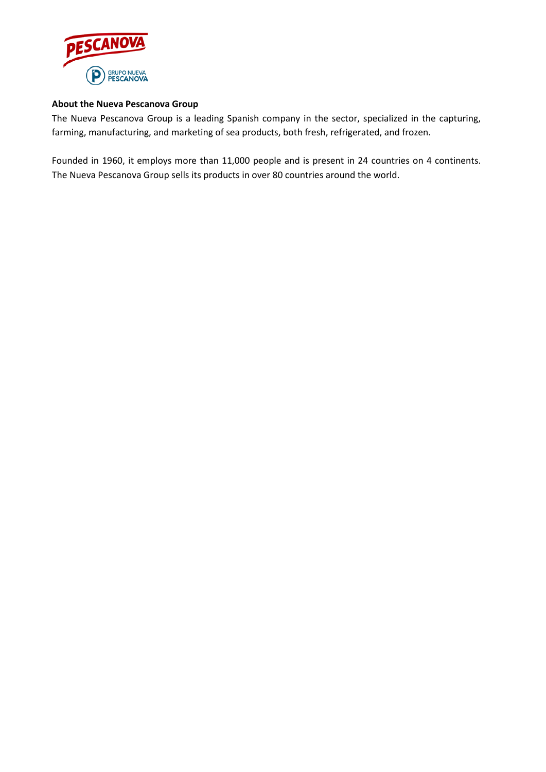**About the Nueva Pescanova Group**

The Nueva Pescanova Group is a leading Spanish company in the sector, specialized in the capturing, farming, manufacturing, and marketing of sea products, both fresh, refrigerated, and frozen.

Founded in 1960, it employs more than 11,000 people and is present in 24 countries on 4 continents. The Nueva Pescanova Group sells its products in over 80 countries around the world.